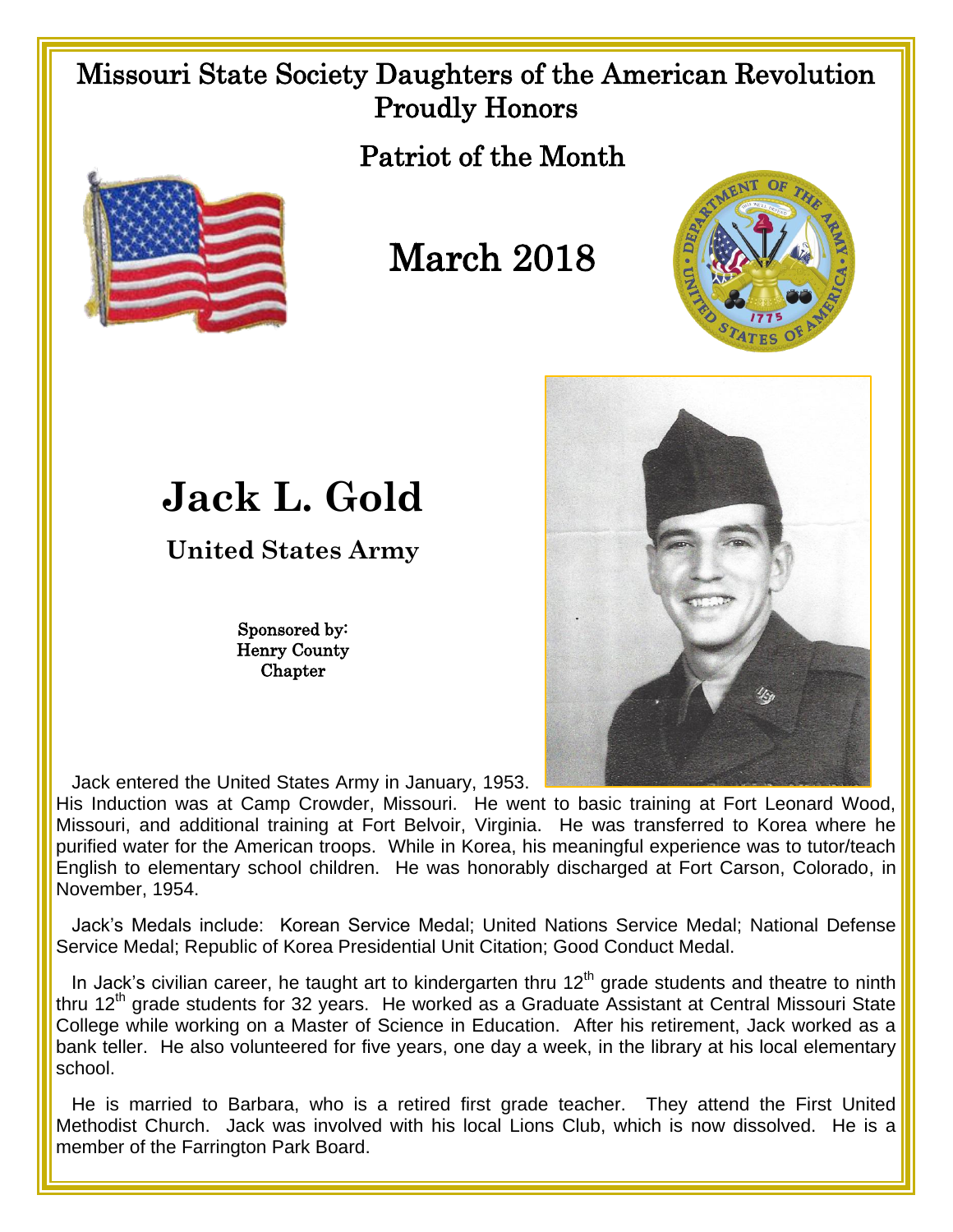# Missouri State Society Daughters of the American Revolution Proudly Honors

## Patriot of the Month

## March 2018

# Jack L. Gold

### United States Army

Sponsored by:
Henry County
Chapter

Jack entered the United States Army in January, 1953. His Induction was at Camp Crowder, Missouri. He went to basic training at Fort Leonard Wood, Missouri, and additional training at Fort Belvoir, Virginia. He was transferred to Korea where he purified water for the American troops. While in Korea, his meaningful experience was to tutor/teach English to elementary school children. He was honorably discharged at Fort Carson, Colorado, in November, 1954.

Jack's Medals include: Korean Service Medal; United Nations Service Medal; National Defense Service Medal; Republic of Korea Presidential Unit Citation; Good Conduct Medal.

In Jack's civilian career, he taught art to kindergarten thru 12th grade students and theatre to ninth thru 12th grade students for 32 years. He worked as a Graduate Assistant at Central Missouri State College while working on a Master of Science in Education. After his retirement, Jack worked as a bank teller. He also volunteered for five years, one day a week, in the library at his local elementary school.

He is married to Barbara, who is a retired first grade teacher. They attend the First United Methodist Church. Jack was involved with his local Lions Club, which is now dissolved. He is a member of the Farrington Park Board.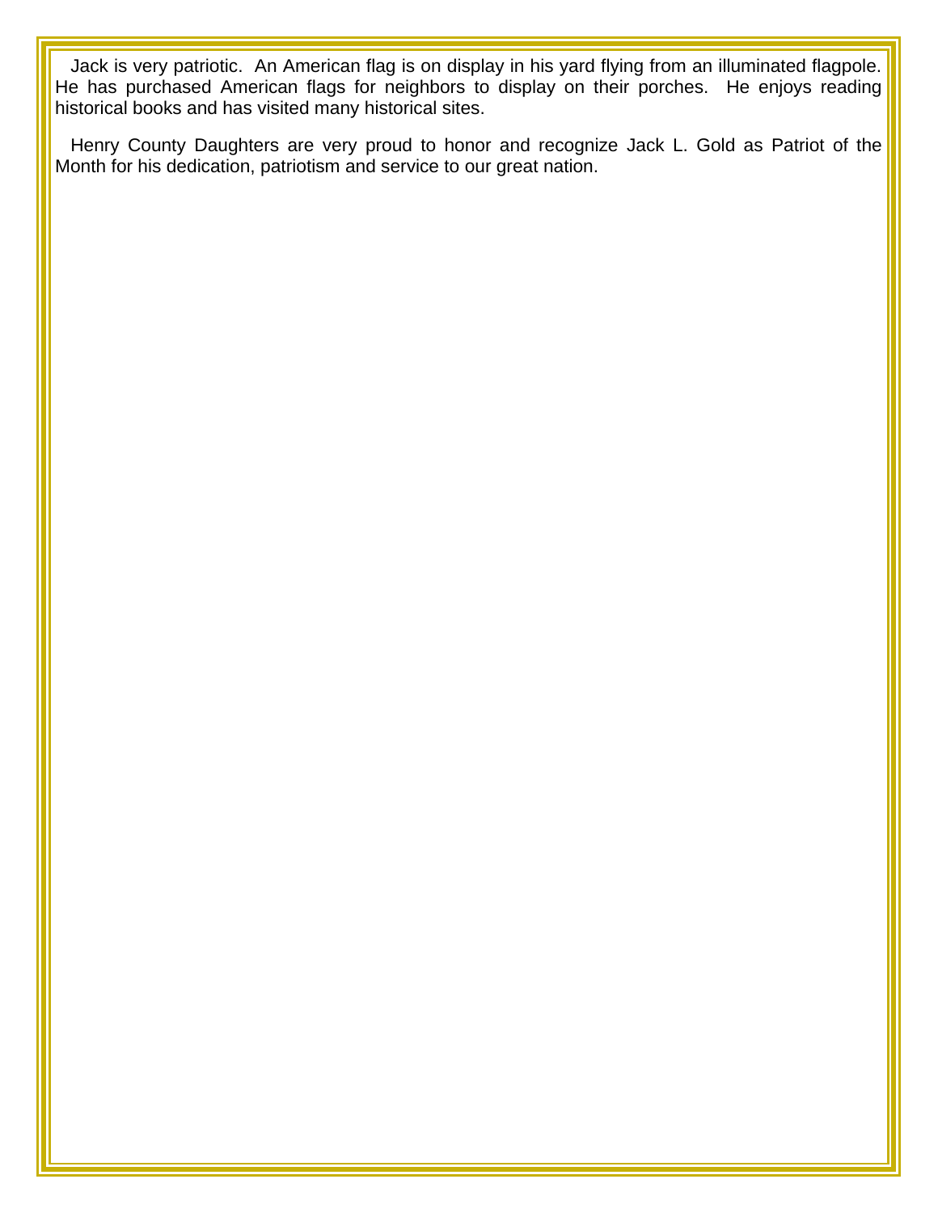Jack is very patriotic.  An American flag is on display in his yard flying from an illuminated flagpole. He has purchased American flags for neighbors to display on their porches.  He enjoys reading historical books and has visited many historical sites.

Henry County Daughters are very proud to honor and recognize Jack L. Gold as Patriot of the Month for his dedication, patriotism and service to our great nation.